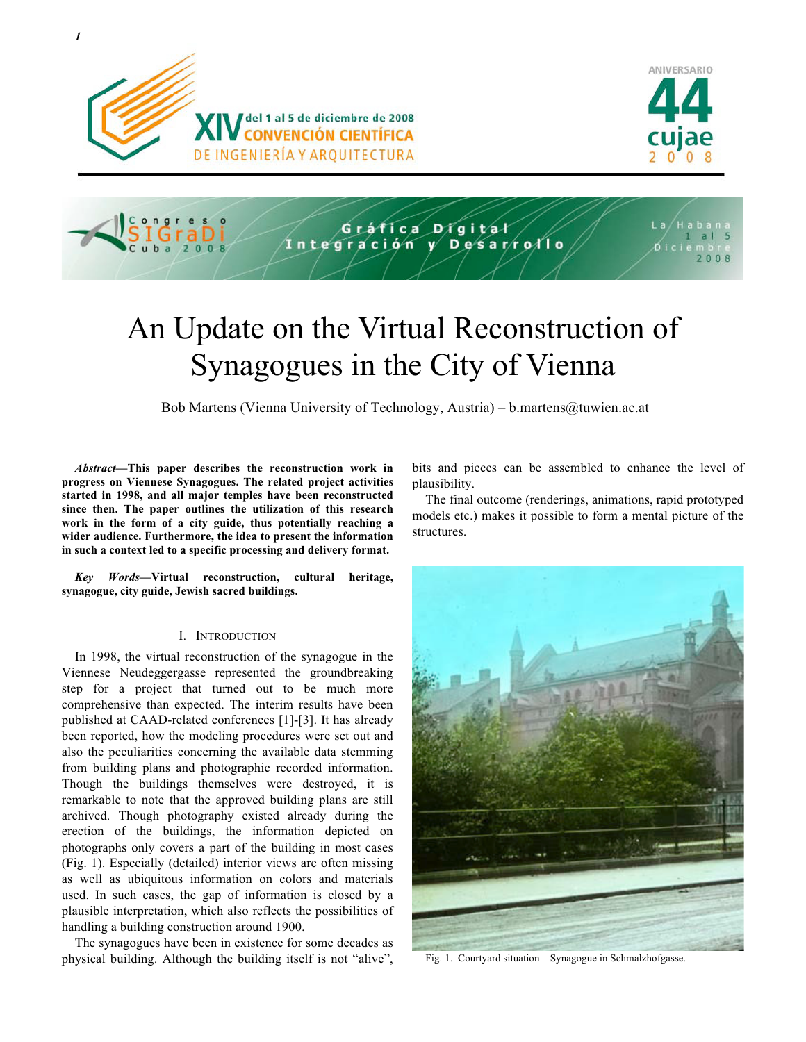# An Update on the Virtual Reconstruction of Synagogues in the City of Vienna

Bob Martens (Vienna University of Technology, Austria) – b.martens@tuwien.ac.at

***Abstract*—This paper describes the reconstruction work in progress on Viennese Synagogues. The related project activities started in 1998, and all major temples have been reconstructed since then. The paper outlines the utilization of this research work in the form of a city guide, thus potentially reaching a wider audience. Furthermore, the idea to present the information in such a context led to a specific processing and delivery format.**

***Key Words*—Virtual reconstruction, cultural heritage, synagogue, city guide, Jewish sacred buildings.**

## I. Introduction

In 1998, the virtual reconstruction of the synagogue in the Viennese Neudeggergasse represented the groundbreaking step for a project that turned out to be much more comprehensive than expected. The interim results have been published at CAAD-related conferences [1]-[3]. It has already been reported, how the modeling procedures were set out and also the peculiarities concerning the available data stemming from building plans and photographic recorded information. Though the buildings themselves were destroyed, it is remarkable to note that the approved building plans are still archived. Though photography existed already during the erection of the buildings, the information depicted on photographs only covers a part of the building in most cases (Fig. 1). Especially (detailed) interior views are often missing as well as ubiquitous information on colors and materials used. In such cases, the gap of information is closed by a plausible interpretation, which also reflects the possibilities of handling a building construction around 1900.

The synagogues have been in existence for some decades as physical building. Although the building itself is not "alive", bits and pieces can be assembled to enhance the level of plausibility.

The final outcome (renderings, animations, rapid prototyped models etc.) makes it possible to form a mental picture of the structures.

Fig. 1. Courtyard situation – Synagogue in Schmalzhofgasse.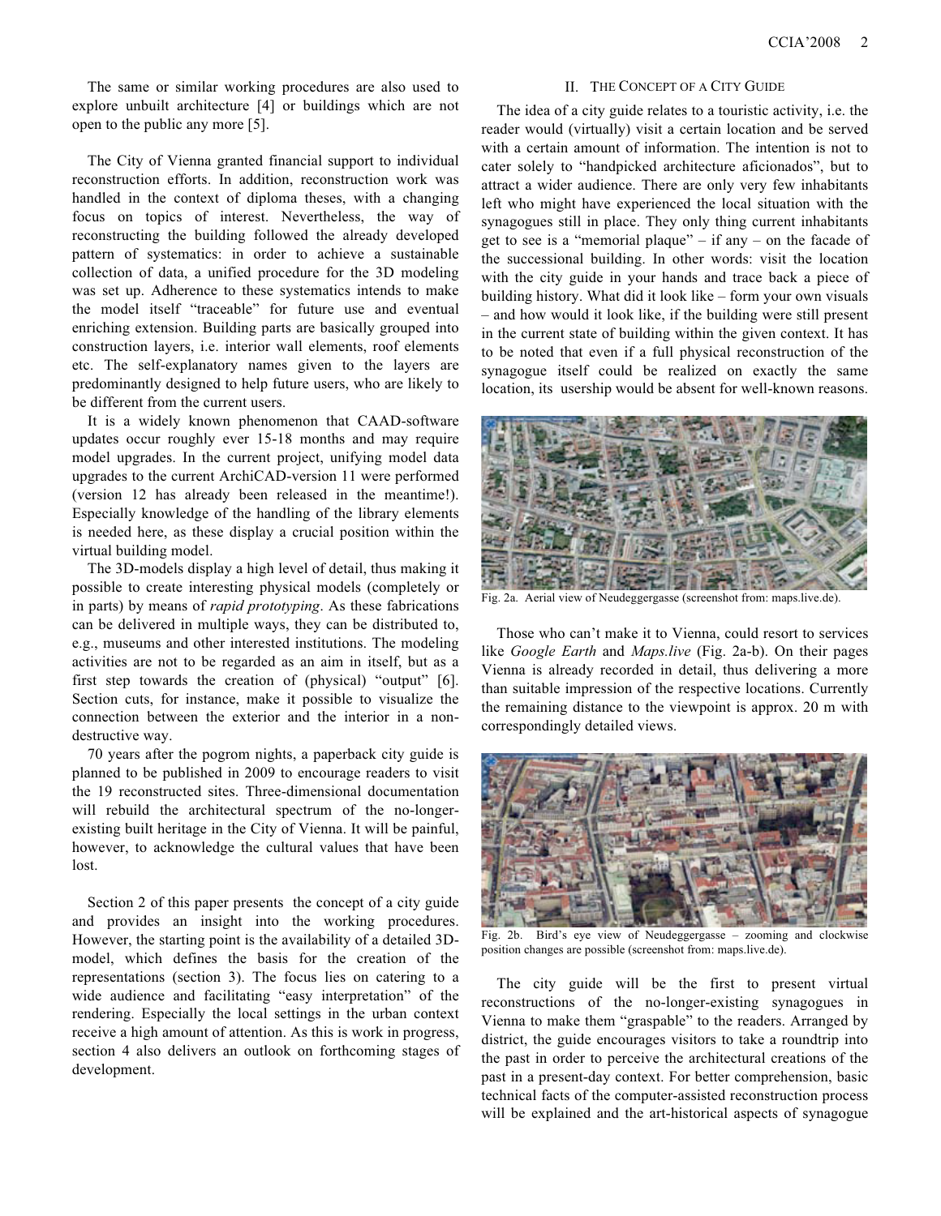The same or similar working procedures are also used to explore unbuilt architecture [4] or buildings which are not open to the public any more [5].

The City of Vienna granted financial support to individual reconstruction efforts. In addition, reconstruction work was handled in the context of diploma theses, with a changing focus on topics of interest. Nevertheless, the way of reconstructing the building followed the already developed pattern of systematics: in order to achieve a sustainable collection of data, a unified procedure for the 3D modeling was set up. Adherence to these systematics intends to make the model itself "traceable" for future use and eventual enriching extension. Building parts are basically grouped into construction layers, i.e. interior wall elements, roof elements etc. The self-explanatory names given to the layers are predominantly designed to help future users, who are likely to be different from the current users.

It is a widely known phenomenon that CAAD-software updates occur roughly ever 15-18 months and may require model upgrades. In the current project, unifying model data upgrades to the current ArchiCAD-version 11 were performed (version 12 has already been released in the meantime!). Especially knowledge of the handling of the library elements is needed here, as these display a crucial position within the virtual building model.

The 3D-models display a high level of detail, thus making it possible to create interesting physical models (completely or in parts) by means of *rapid prototyping*. As these fabrications can be delivered in multiple ways, they can be distributed to, e.g., museums and other interested institutions. The modeling activities are not to be regarded as an aim in itself, but as a first step towards the creation of (physical) "output" [6]. Section cuts, for instance, make it possible to visualize the connection between the exterior and the interior in a non-destructive way.

70 years after the pogrom nights, a paperback city guide is planned to be published in 2009 to encourage readers to visit the 19 reconstructed sites. Three-dimensional documentation will rebuild the architectural spectrum of the no-longer-existing built heritage in the City of Vienna. It will be painful, however, to acknowledge the cultural values that have been lost.

Section 2 of this paper presents the concept of a city guide and provides an insight into the working procedures. However, the starting point is the availability of a detailed 3D-model, which defines the basis for the creation of the representations (section 3). The focus lies on catering to a wide audience and facilitating "easy interpretation" of the rendering. Especially the local settings in the urban context receive a high amount of attention. As this is work in progress, section 4 also delivers an outlook on forthcoming stages of development.

## II. The Concept of a City Guide

The idea of a city guide relates to a touristic activity, i.e. the reader would (virtually) visit a certain location and be served with a certain amount of information. The intention is not to cater solely to "handpicked architecture aficionados", but to attract a wider audience. There are only very few inhabitants left who might have experienced the local situation with the synagogues still in place. They only thing current inhabitants get to see is a "memorial plaque" – if any – on the facade of the successional building. In other words: visit the location with the city guide in your hands and trace back a piece of building history. What did it look like – form your own visuals – and how would it look like, if the building were still present in the current state of building within the given context. It has to be noted that even if a full physical reconstruction of the synagogue itself could be realized on exactly the same location, its usership would be absent for well-known reasons.

Fig. 2a. Aerial view of Neudeggergasse (screenshot from: maps.live.de).

Those who can't make it to Vienna, could resort to services like *Google Earth* and *Maps.live* (Fig. 2a-b). On their pages Vienna is already recorded in detail, thus delivering a more than suitable impression of the respective locations. Currently the remaining distance to the viewpoint is approx. 20 m with correspondingly detailed views.

Fig. 2b. Bird's eye view of Neudeggergasse – zooming and clockwise position changes are possible (screenshot from: maps.live.de).

The city guide will be the first to present virtual reconstructions of the no-longer-existing synagogues in Vienna to make them "graspable" to the readers. Arranged by district, the guide encourages visitors to take a roundtrip into the past in order to perceive the architectural creations of the past in a present-day context. For better comprehension, basic technical facts of the computer-assisted reconstruction process will be explained and the art-historical aspects of synagogue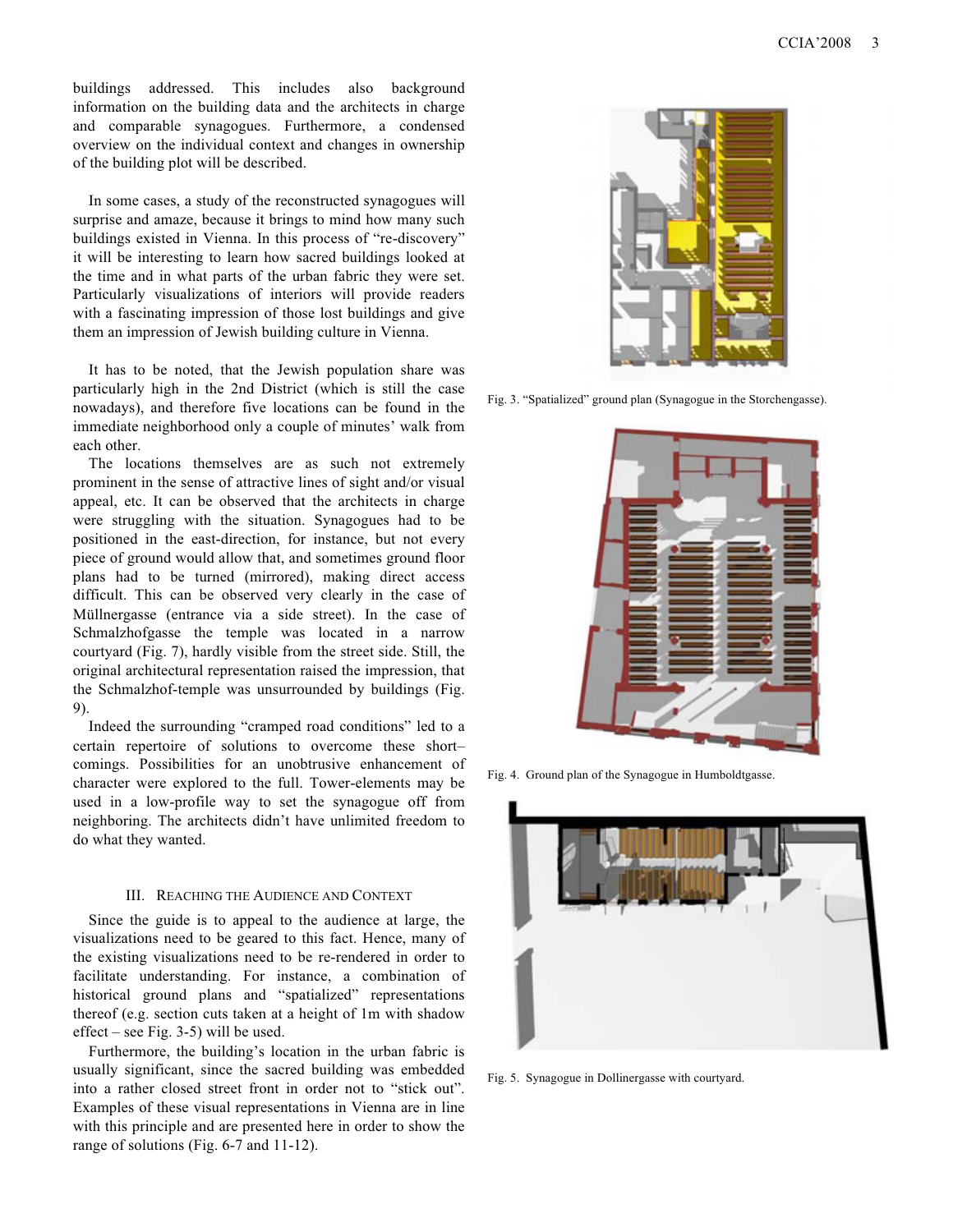buildings addressed. This includes also background information on the building data and the architects in charge and comparable synagogues. Furthermore, a condensed overview on the individual context and changes in ownership of the building plot will be described.

In some cases, a study of the reconstructed synagogues will surprise and amaze, because it brings to mind how many such buildings existed in Vienna. In this process of "re-discovery" it will be interesting to learn how sacred buildings looked at the time and in what parts of the urban fabric they were set. Particularly visualizations of interiors will provide readers with a fascinating impression of those lost buildings and give them an impression of Jewish building culture in Vienna.

It has to be noted, that the Jewish population share was particularly high in the 2nd District (which is still the case nowadays), and therefore five locations can be found in the immediate neighborhood only a couple of minutes' walk from each other.

The locations themselves are as such not extremely prominent in the sense of attractive lines of sight and/or visual appeal, etc. It can be observed that the architects in charge were struggling with the situation. Synagogues had to be positioned in the east-direction, for instance, but not every piece of ground would allow that, and sometimes ground floor plans had to be turned (mirrored), making direct access difficult. This can be observed very clearly in the case of Müllnergasse (entrance via a side street). In the case of Schmalzhofgasse the temple was located in a narrow courtyard (Fig. 7), hardly visible from the street side. Still, the original architectural representation raised the impression, that the Schmalzhof-temple was unsurrounded by buildings (Fig. 9).

Indeed the surrounding "cramped road conditions" led to a certain repertoire of solutions to overcome these short–comings. Possibilities for an unobtrusive enhancement of character were explored to the full. Tower-elements may be used in a low-profile way to set the synagogue off from neighboring. The architects didn't have unlimited freedom to do what they wanted.

## III. Reaching the Audience and Context

Since the guide is to appeal to the audience at large, the visualizations need to be geared to this fact. Hence, many of the existing visualizations need to be re-rendered in order to facilitate understanding. For instance, a combination of historical ground plans and "spatialized" representations thereof (e.g. section cuts taken at a height of 1m with shadow effect – see Fig. 3-5) will be used.

Furthermore, the building's location in the urban fabric is usually significant, since the sacred building was embedded into a rather closed street front in order not to "stick out". Examples of these visual representations in Vienna are in line with this principle and are presented here in order to show the range of solutions (Fig. 6-7 and 11-12).

Fig. 3. "Spatialized" ground plan (Synagogue in the Storchengasse).

Fig. 4. Ground plan of the Synagogue in Humboldtgasse.

Fig. 5. Synagogue in Dollinergasse with courtyard.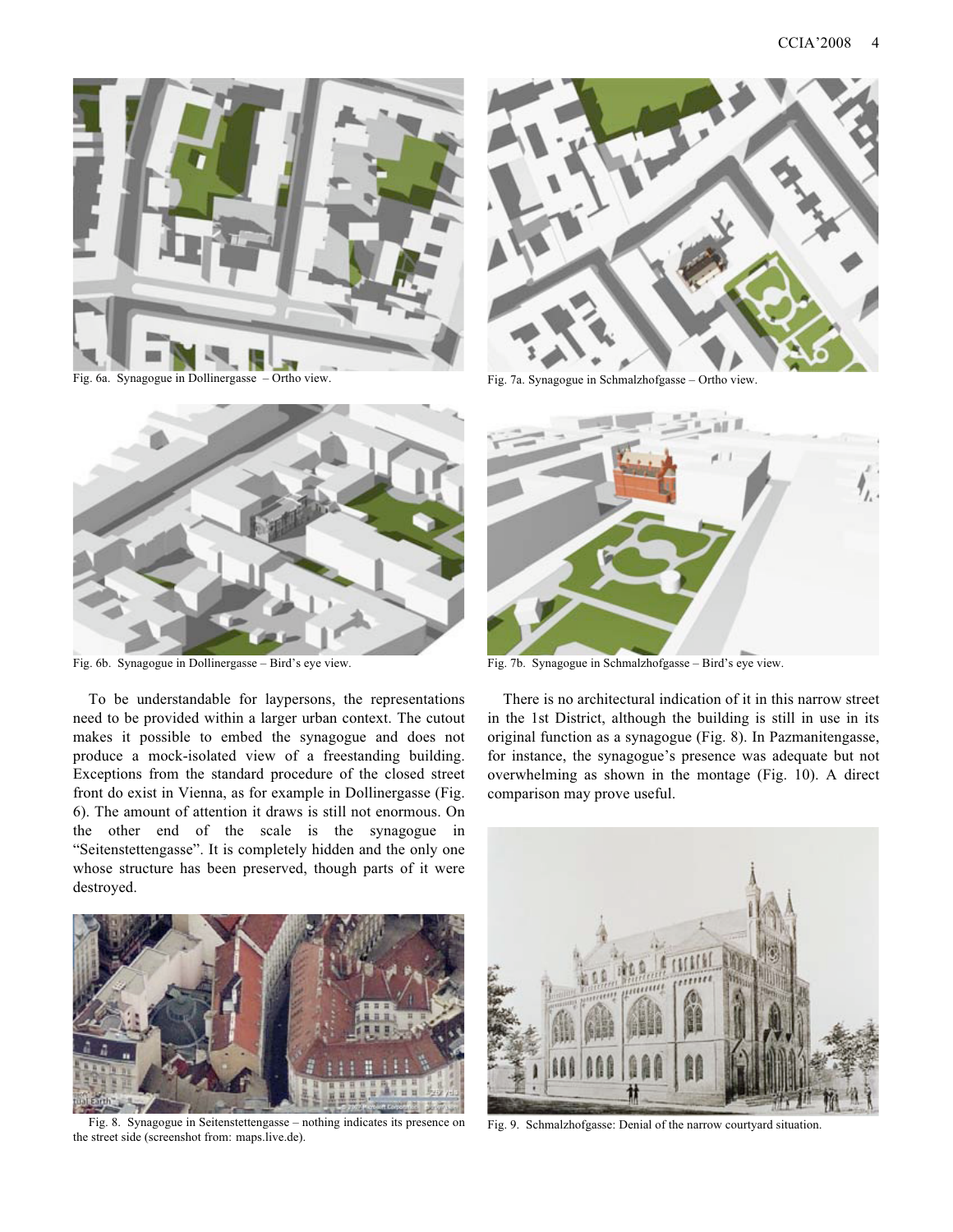Fig. 6a. Synagogue in Dollinergasse – Ortho view.

Fig. 7a. Synagogue in Schmalzhofgasse – Ortho view.

Fig. 6b. Synagogue in Dollinergasse – Bird's eye view.

Fig. 7b. Synagogue in Schmalzhofgasse – Bird's eye view.

To be understandable for laypersons, the representations need to be provided within a larger urban context. The cutout makes it possible to embed the synagogue and does not produce a mock-isolated view of a freestanding building. Exceptions from the standard procedure of the closed street front do exist in Vienna, as for example in Dollinergasse (Fig. 6). The amount of attention it draws is still not enormous. On the other end of the scale is the synagogue in "Seitenstettengasse". It is completely hidden and the only one whose structure has been preserved, though parts of it were destroyed.

Fig. 8. Synagogue in Seitenstettengasse – nothing indicates its presence on the street side (screenshot from: maps.live.de).

There is no architectural indication of it in this narrow street in the 1st District, although the building is still in use in its original function as a synagogue (Fig. 8). In Pazmanitengasse, for instance, the synagogue's presence was adequate but not overwhelming as shown in the montage (Fig. 10). A direct comparison may prove useful.

Fig. 9. Schmalzhofgasse: Denial of the narrow courtyard situation.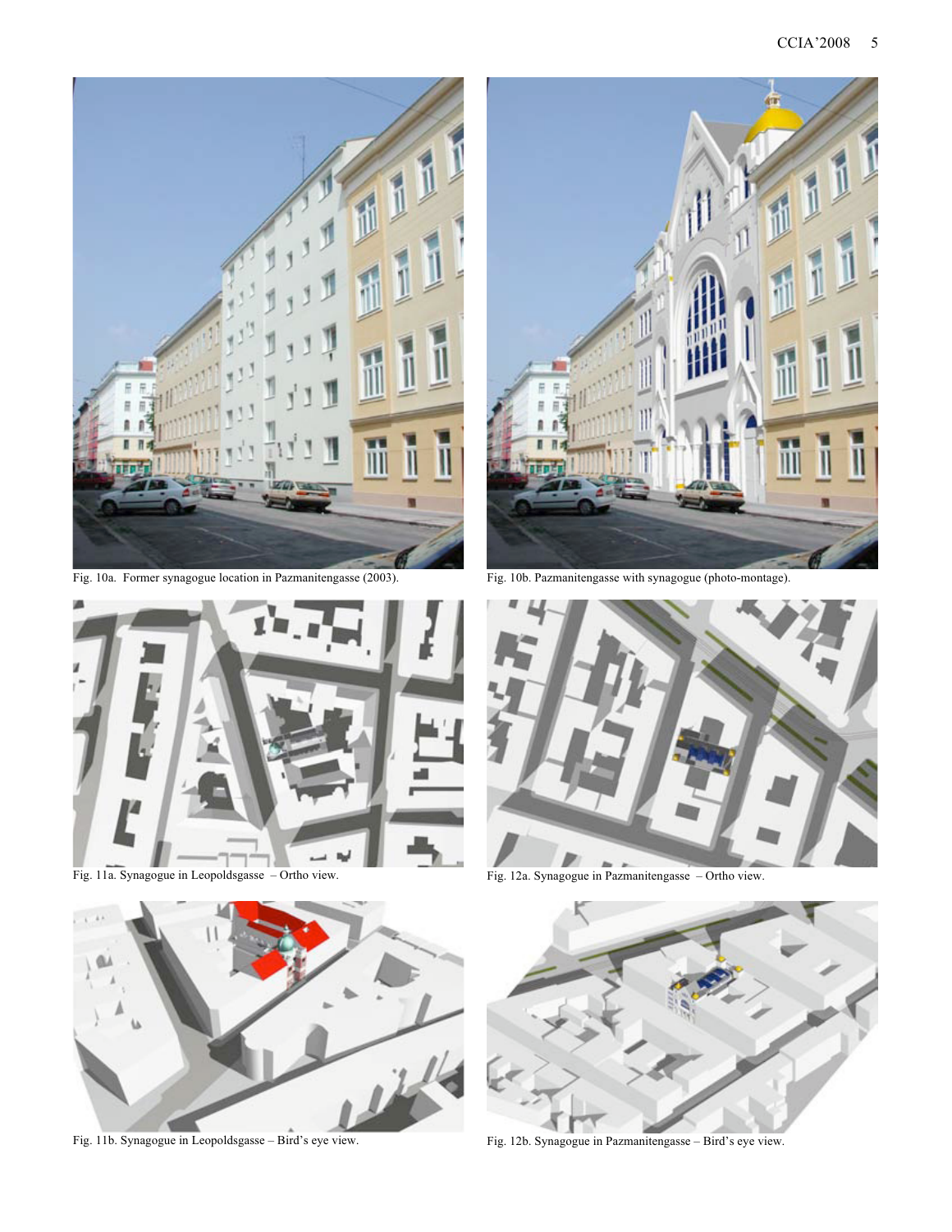Fig. 10a. Former synagogue location in Pazmanitengasse (2003).

Fig. 10b. Pazmanitengasse with synagogue (photo-montage).

Fig. 11a. Synagogue in Leopoldsgasse – Ortho view.

Fig. 12a. Synagogue in Pazmanitengasse – Ortho view.

Fig. 11b. Synagogue in Leopoldsgasse – Bird's eye view.

Fig. 12b. Synagogue in Pazmanitengasse – Bird's eye view.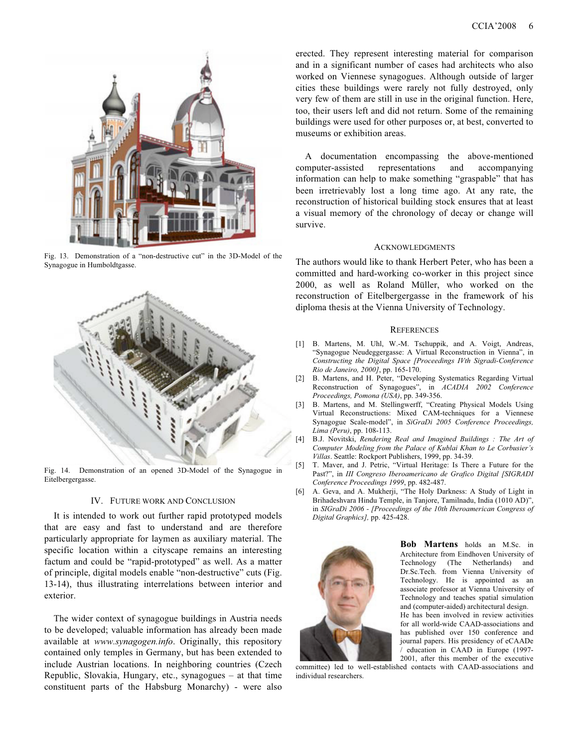Fig. 13. Demonstration of a "non-destructive cut" in the 3D-Model of the Synagogue in Humboldtgasse.

Fig. 14. Demonstration of an opened 3D-Model of the Synagogue in Eitelbergergasse.

## IV. Future Work and Conclusion

It is intended to work out further rapid prototyped models that are easy and fast to understand and are therefore particularly appropriate for laymen as auxiliary material. The specific location within a cityscape remains an interesting factum and could be "rapid-prototyped" as well. As a matter of principle, digital models enable "non-destructive" cuts (Fig. 13-14), thus illustrating interrelations between interior and exterior.

The wider context of synagogue buildings in Austria needs to be developed; valuable information has already been made available at *www.synagogen.info*. Originally, this repository contained only temples in Germany, but has been extended to include Austrian locations. In neighboring countries (Czech Republic, Slovakia, Hungary, etc., synagogues – at that time constituent parts of the Habsburg Monarchy) - were also erected. They represent interesting material for comparison and in a significant number of cases had architects who also worked on Viennese synagogues. Although outside of larger cities these buildings were rarely not fully destroyed, only very few of them are still in use in the original function. Here, too, their users left and did not return. Some of the remaining buildings were used for other purposes or, at best, converted to museums or exhibition areas.

A documentation encompassing the above-mentioned computer-assisted representations and accompanying information can help to make something "graspable" that has been irretrievably lost a long time ago. At any rate, the reconstruction of historical building stock ensures that at least a visual memory of the chronology of decay or change will survive.

## Acknowledgments

The authors would like to thank Herbert Peter, who has been a committed and hard-working co-worker in this project since 2000, as well as Roland Müller, who worked on the reconstruction of Eitelbergergasse in the framework of his diploma thesis at the Vienna University of Technology.

## References

[1] B. Martens, M. Uhl, W.-M. Tschuppik, and A. Voigt, Andreas, "Synagogue Neudeggergasse: A Virtual Reconstruction in Vienna", in *Constructing the Digital Space [Proceedings IVth Sigradi-Conference Rio de Janeiro, 2000]*, pp. 165-170.

[2] B. Martens, and H. Peter, "Developing Systematics Regarding Virtual Reconstruction of Synagogues", in *ACADIA 2002 Conference Proceedings, Pomona (USA)*, pp. 349-356.

[3] B. Martens, and M. Stellingwerff, "Creating Physical Models Using Virtual Reconstructions: Mixed CAM-techniques for a Viennese Synagogue Scale-model", in *SiGraDi 2005 Conference Proceedings, Lima (Peru)*, pp. 108-113.

[4] B.J. Novitski, *Rendering Real and Imagined Buildings : The Art of Computer Modeling from the Palace of Kublai Khan to Le Corbusier's Villas*. Seattle: Rockport Publishers, 1999, pp. 34-39.

[5] T. Maver, and J. Petric, "Virtual Heritage: Is There a Future for the Past?", in *III Congreso Iberoamericano de Grafico Digital [SIGRADI Conference Proceedings 1999*, pp. 482-487.

[6] A. Geva, and A. Mukherji, "The Holy Darkness: A Study of Light in Brihadeshvara Hindu Temple, in Tanjore, Tamilnadu, India (1010 AD)", in *SIGraDi 2006 - [Proceedings of the 10th Iberoamerican Congress of Digital Graphics],* pp. 425-428.

**Bob Martens** holds an M.Sc. in Architecture from Eindhoven University of Technology (The Netherlands) and Dr.Sc.Tech. from Vienna University of Technology. He is appointed as an associate professor at Vienna University of Technology and teaches spatial simulation and (computer-aided) architectural design. He has been involved in review activities for all world-wide CAAD-associations and has published over 150 conference and journal papers. His presidency of eCAADe / education in CAAD in Europe (1997-2001, after this member of the executive committee) led to well-established contacts with CAAD-associations and individual researchers.